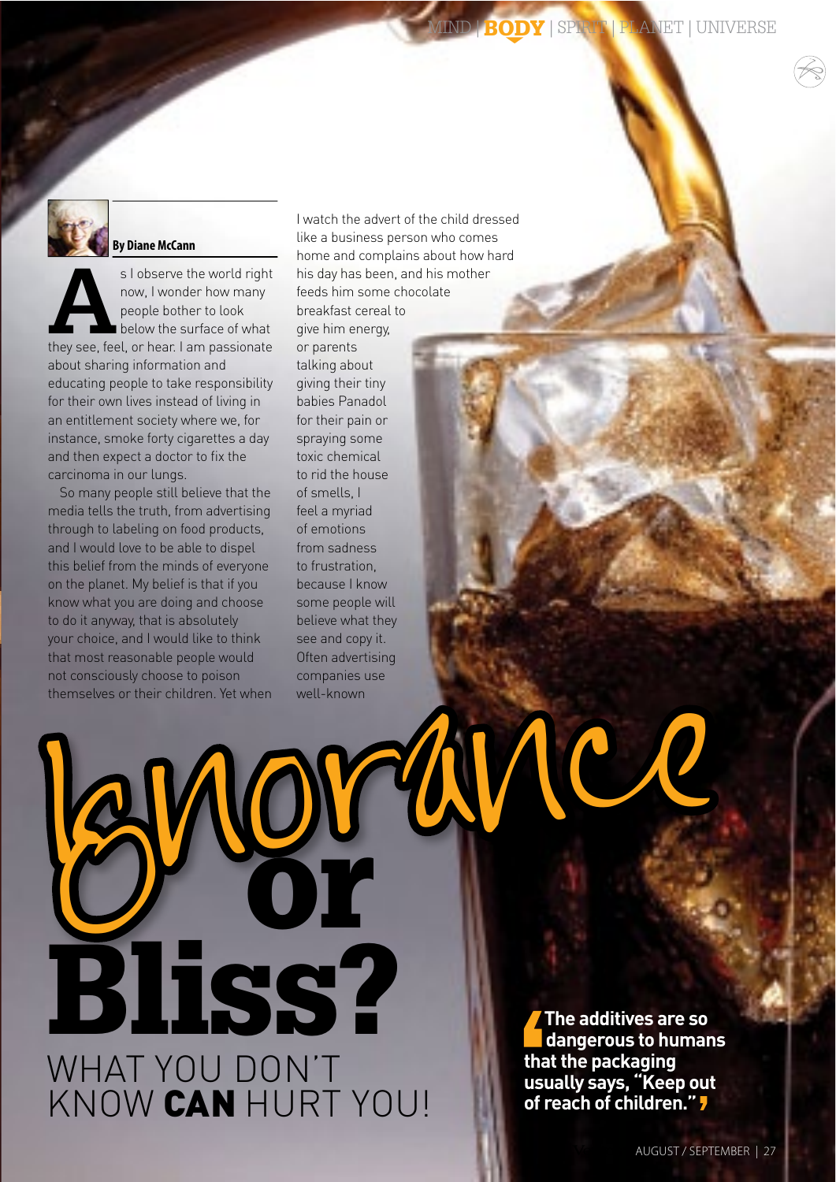# Ignorance or Bliss?

## WHAT YOU DON'T KNOW **CAN** HURT YOU!

**By Diane McCann**

As I observe the world right now, I wonder how many people bother to look below the surface of what they see, feel, or hear. I am passionate about sharing information and educating people to take responsibility for their own lives instead of living in an entitlement society where we, for instance, smoke forty cigarettes a day and then expect a doctor to fix the carcinoma in our lungs.

So many people still believe that the media tells the truth, from advertising through to labeling on food products, and I would love to be able to dispel this belief from the minds of everyone on the planet. My belief is that if you know what you are doing and choose to do it anyway, that is absolutely your choice, and I would like to think that most reasonable people would not consciously choose to poison themselves or their children. Yet when I watch the advert of the child dressed like a business person who comes home and complains about how hard his day has been, and his mother feeds him some chocolate breakfast cereal to give him energy, or parents talking about giving their tiny babies Panadol for their pain or spraying some toxic chemical to rid the house of smells, I feel a myriad of emotions from sadness to frustration, because I know some people will believe what they see and copy it. Often advertising companies use well-known

> **The additives are so dangerous to humans that the packaging usually says, "Keep out of reach of children."**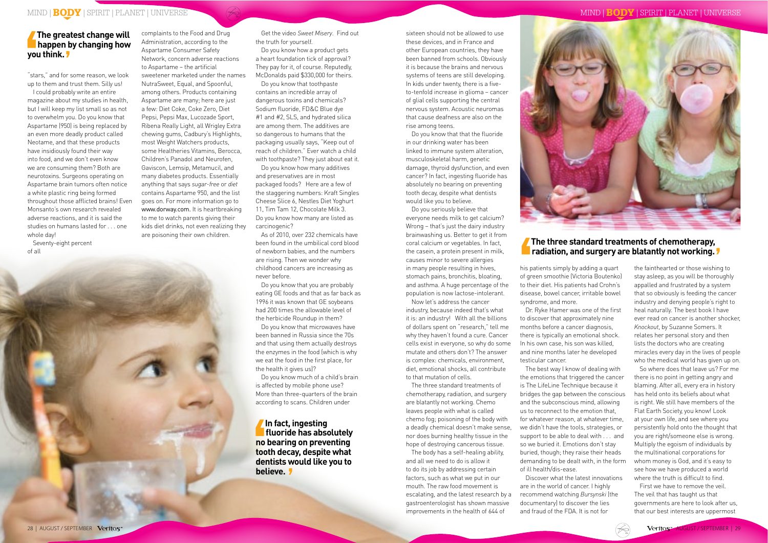**The greatest change will happen by changing how you think.**

"stars," and for some reason, we look up to them and trust them. Silly us!

I could probably write an entire magazine about my studies in health, but I will keep my list small so as not to overwhelm you. Do you know that Aspartame (950) is being replaced by an even more deadly product called Neotame, and that these products have insidiously found their way into food, and we don't even know we are consuming them? Both are neurotoxins. Surgeons operating on Aspartame brain tumors often notice a white plastic ring being formed throughout those afflicted brains! Even Monsanto's own research revealed adverse reactions, and it is said the studies on humans lasted for . . . one whole day!

Seventy-eight percent of all complaints to the Food and Drug Administration, according to the Aspartame Consumer Safety Network, concern adverse reactions to Aspartame – the artificial sweetener marketed under the names NutraSweet, Equal, and Spoonful, among others. Products containing Aspartame are many; here are just a few: Diet Coke, Coke Zero, Diet Pepsi, Pepsi Max, Lucozade Sport, Ribena Really Light, all Wrigley Extra chewing gums, Cadbury's Highlights, most Weight Watchers products, some Healtheries Vitamins, Berocca, Children's Panadol and Neurofen, Gaviscon, Lemsip, Metamucil, and many diabetes products. Essentially anything that says *sugar-free* or *diet* contains Aspartame 950, and the list goes on. For more information go to www.dorway.com. It is heartbreaking to me to watch parents giving their kids diet drinks, not even realizing they are poisoning their own children.

Get the video *Sweet Misery*. Find out the truth for yourself.

Do you know how a product gets a heart foundation tick of approval? They pay for it, of course. Reputedly, McDonalds paid $330,000 for theirs.

Do you know that toothpaste contains an incredible array of dangerous toxins and chemicals? Sodium fluoride, FD&C Blue dye #1 and #2, SLS, and hydrated silica are among them. The additives are so dangerous to humans that the packaging usually says, "Keep out of reach of children." Ever watch a child with toothpaste? They just about eat it.

Do you know how many additives and preservatives are in most packaged foods? Here are a few of the staggering numbers: Kraft Singles Cheese Slice 6, Nestles Diet Yoghurt 11, Tim Tam 12, Chocolate Milk 3. Do you know how many are listed as carcinogenic?

As of 2010, over 232 chemicals have been found in the umbilical cord blood of newborn babies, and the numbers are rising. Then we wonder why childhood cancers are increasing as never before.

Do you know that you are probably eating GE foods and that as far back as 1996 it was known that GE soybeans had 200 times the allowable level of the herbicide Roundup in them?

Do you know that microwaves have been banned in Russia since the 70s and that using them actually destroys the enzymes in the food (which is why we eat the food in the first place, for the health it gives us)?

Do you know how much of a child's brain is affected by mobile phone use? More than three-quarters of the brain according to scans. Children under sixteen should not be allowed to use these devices, and in France and other European countries, they have been banned from schools. Obviously it is because the brains and nervous systems of teens are still developing. In kids under twenty, there is a five- to-tenfold increase in glioma – cancer of glial cells supporting the central nervous system. Acoustic neuromas that cause deafness are also on the rise among teens.

**In fact, ingesting fluoride has absolutely no bearing on preventing tooth decay, despite what dentists would like you to believe.**

Do you know that that the fluoride in our drinking water has been linked to immune system alteration, musculoskeletal harm, genetic damage, thyroid dysfunction, and even cancer? In fact, ingesting fluoride has absolutely no bearing on preventing tooth decay, despite what dentists would like you to believe.

Do you seriously believe that everyone needs milk to get calcium? Wrong – that's just the dairy industry brainwashing us. Better to get it from coral calcium or vegetables. In fact, the casein, a protein present in milk, causes minor to severe allergies in many people resulting in hives, stomach pains, bronchitis, bloating, and asthma. A huge percentage of the population is now lactose-intolerant.

Now let's address the cancer industry, because indeed that's what it is: an industry! With all the billions of dollars spent on "research," tell me why they haven't found a cure. Cancer cells exist in everyone, so why do some mutate and others don't? The answer is complex: chemicals, environment, diet, emotional shocks, all contribute to that mutation of cells.

The three standard treatments of chemotherapy, radiation, and surgery are blatantly not working. Chemo leaves people with what is called chemo fog; poisoning of the body with a deadly chemical doesn't make sense, nor does burning healthy tissue in the hope of destroying cancerous tissue.

The body has a self-healing ability, and all we need to do is allow it to do its job by addressing certain factors, such as what we put in our mouth. The raw food movement is escalating, and the latest research by a gastroenterologist has shown massive improvements in the health of 644 of his patients simply by adding a quart of green smoothie (Victoria Boutenko) to their diet. His patients had Crohn's disease, bowel cancer, irritable bowel syndrome, and more.

**The three standard treatments of chemotherapy, radiation, and surgery are blatantly not working.**

Dr. Ryke Hamer was one of the first to discover that approximately nine months before a cancer diagnosis, there is typically an emotional shock. In his own case, his son was killed, and nine months later he developed testicular cancer.

The best way I know of dealing with the emotions that triggered the cancer is The LifeLine Technique because it bridges the gap between the conscious and the subconscious mind, allowing us to reconnect to the emotion that, for whatever reason, at whatever time, we didn't have the tools, strategies, or support to be able to deal with . . . and so we buried it. Emotions don't stay buried, though; they raise their heads demanding to be dealt with, in the form of ill health/dis-ease.

Discover what the latest innovations are in the world of cancer. I highly recommend watching *Bursynski* (the documentary) to discover the lies and fraud of the FDA. It is not for the fainthearted or those wishing to stay asleep, as you will be thoroughly appalled and frustrated by a system that so obviously is feeding the cancer industry and denying people's right to heal naturally. The best book I have ever read on cancer is another shocker, *Knockout*, by Suzanne Somers. It relates her personal story and then lists the doctors who are creating miracles every day in the lives of people who the medical world has given up on.

So where does that leave us? For me there is no point in getting angry and blaming. After all, every era in history has held onto its beliefs about what is right. We still have members of the Flat Earth Society, you know! Look at your own life, and see where you persistently hold onto the thought that you are right/someone else is wrong. Multiply the egoism of individuals by the multinational corporations for whom money is God, and it's easy to see how we have produced a world where the truth is difficult to find.

First we have to remove the veil. The veil that has taught us that governments are here to look after us, that our best interests are uppermost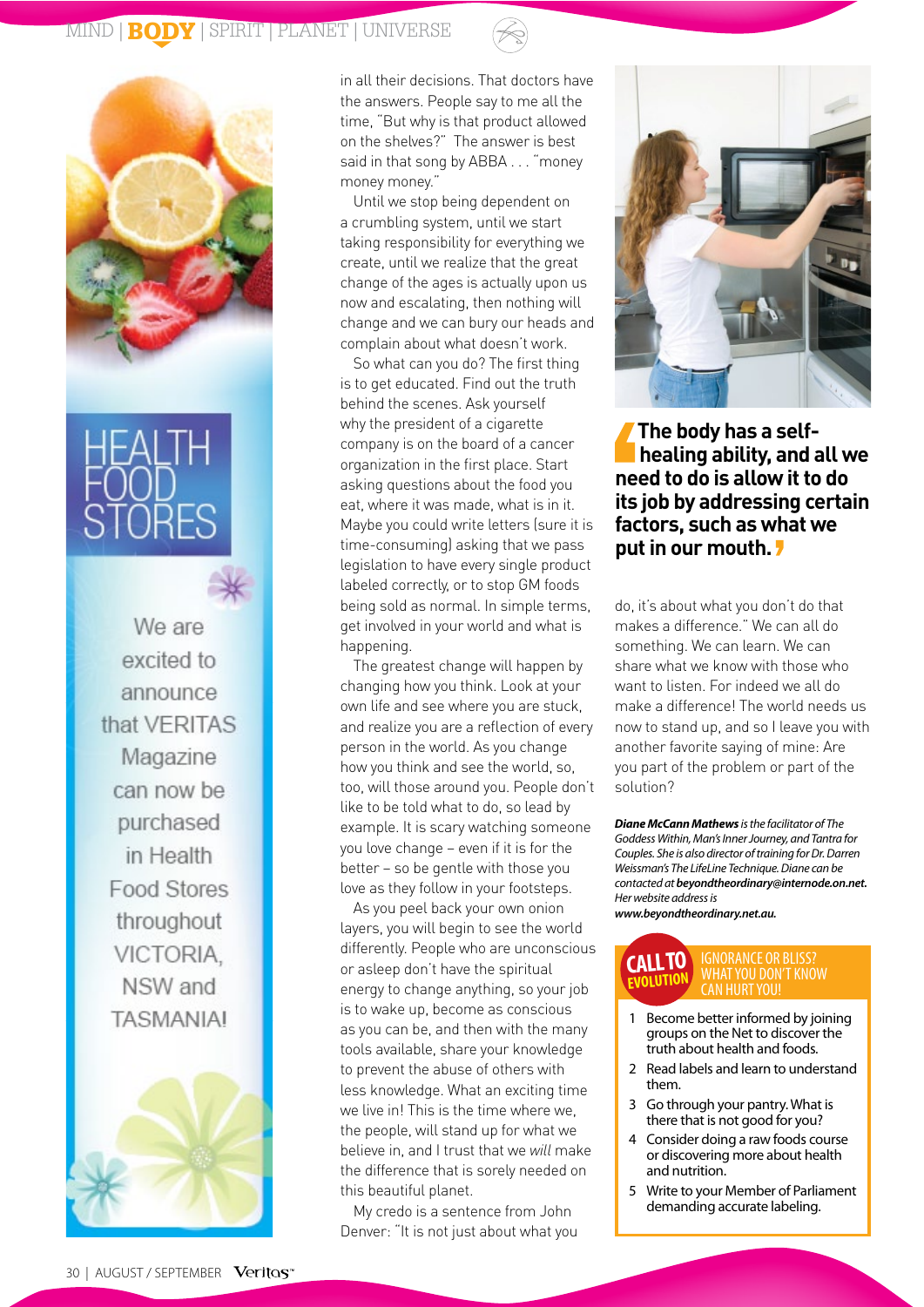# HEALTH FOOD STORES

We are excited to announce that VERITAS Magazine can now be purchased in Health Food Stores throughout VICTORIA, NSW and TASMANIA!

in all their decisions. That doctors have the answers. People say to me all the time, "But why is that product allowed on the shelves?" The answer is best said in that song by ABBA . . . "money money money."

Until we stop being dependent on a crumbling system, until we start taking responsibility for everything we create, until we realize that the great change of the ages is actually upon us now and escalating, then nothing will change and we can bury our heads and complain about what doesn't work.

So what can you do? The first thing is to get educated. Find out the truth behind the scenes. Ask yourself why the president of a cigarette company is on the board of a cancer organization in the first place. Start asking questions about the food you eat, where it was made, what is in it. Maybe you could write letters (sure it is time-consuming) asking that we pass legislation to have every single product labeled correctly, or to stop GM foods being sold as normal. In simple terms, get involved in your world and what is happening.

The greatest change will happen by changing how you think. Look at your own life and see where you are stuck, and realize you are a reflection of every person in the world. As you change how you think and see the world, so, too, will those around you. People don't like to be told what to do, so lead by example. It is scary watching someone you love change – even if it is for the better – so be gentle with those you love as they follow in your footsteps.

As you peel back your own onion layers, you will begin to see the world differently. People who are unconscious or asleep don't have the spiritual energy to change anything, so your job is to wake up, become as conscious as you can be, and then with the many tools available, share your knowledge to prevent the abuse of others with less knowledge. What an exciting time we live in! This is the time where we, the people, will stand up for what we believe in, and I trust that we *will* make the difference that is sorely needed on this beautiful planet.

My credo is a sentence from John Denver: "It is not just about what you do, it's about what you don't do that makes a difference." We can all do something. We can learn. We can share what we know with those who want to listen. For indeed we all do make a difference! The world needs us now to stand up, and so I leave you with another favorite saying of mine: Are you part of the problem or part of the solution?

> **The body has a self-healing ability, and all we need to do is allow it to do its job by addressing certain factors, such as what we put in our mouth.**

***Diane McCann Mathews** is the facilitator of The Goddess Within, Man's Inner Journey, and Tantra for Couples. She is also director of training for Dr. Darren Weissman's The LifeLine Technique. Diane can be contacted at **beyondtheordinary@internode.on.net.** Her website address is **www.beyondtheordinary.net.au.***

## CALL TO EVOLUTION

### IGNORANCE OR BLISS? WHAT YOU DON'T KNOW CAN HURT YOU!

1. Become better informed by joining groups on the Net to discover the truth about health and foods.
2. Read labels and learn to understand them.
3. Go through your pantry. What is there that is not good for you?
4. Consider doing a raw foods course or discovering more about health and nutrition.
5. Write to your Member of Parliament demanding accurate labeling.